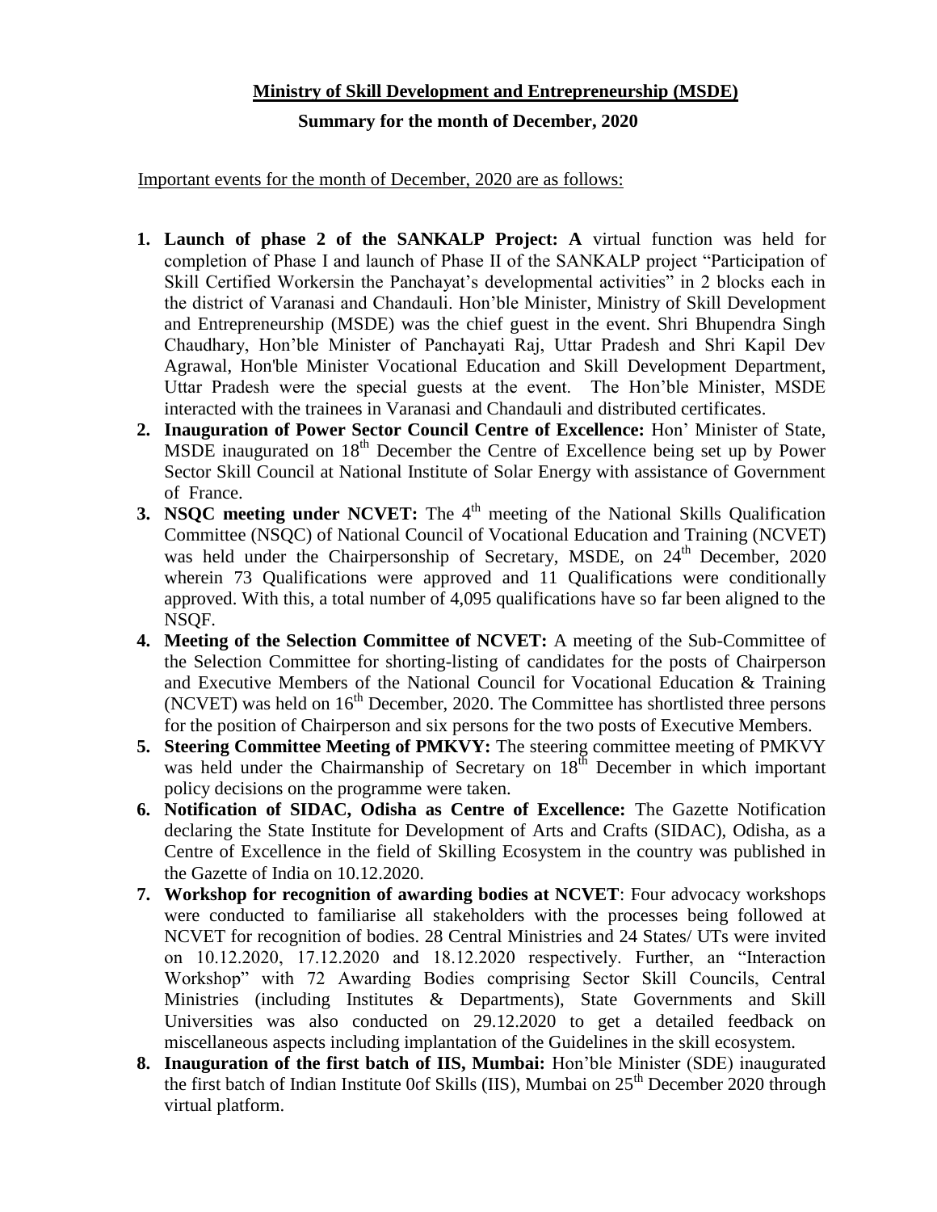**Ministry of Skill Development and Entrepreneurship (MSDE)**

**Summary for the month of December, 2020**

Important events for the month of December, 2020 are as follows:

1. **Launch of phase 2 of the SANKALP Project: A** virtual function was held for completion of Phase I and launch of Phase II of the SANKALP project "Participation of Skill Certified Workersin the Panchayat's developmental activities" in 2 blocks each in the district of Varanasi and Chandauli. Hon'ble Minister, Ministry of Skill Development and Entrepreneurship (MSDE) was the chief guest in the event. Shri Bhupendra Singh Chaudhary, Hon'ble Minister of Panchayati Raj, Uttar Pradesh and Shri Kapil Dev Agrawal, Hon'ble Minister Vocational Education and Skill Development Department, Uttar Pradesh were the special guests at the event. The Hon'ble Minister, MSDE interacted with the trainees in Varanasi and Chandauli and distributed certificates.
2. **Inauguration of Power Sector Council Centre of Excellence:** Hon' Minister of State, MSDE inaugurated on 18th December the Centre of Excellence being set up by Power Sector Skill Council at National Institute of Solar Energy with assistance of Government of France.
3. **NSQC meeting under NCVET:** The 4th meeting of the National Skills Qualification Committee (NSQC) of National Council of Vocational Education and Training (NCVET) was held under the Chairpersonship of Secretary, MSDE, on 24th December, 2020 wherein 73 Qualifications were approved and 11 Qualifications were conditionally approved. With this, a total number of 4,095 qualifications have so far been aligned to the NSQF.
4. **Meeting of the Selection Committee of NCVET:** A meeting of the Sub-Committee of the Selection Committee for shorting-listing of candidates for the posts of Chairperson and Executive Members of the National Council for Vocational Education & Training (NCVET) was held on 16th December, 2020. The Committee has shortlisted three persons for the position of Chairperson and six persons for the two posts of Executive Members.
5. **Steering Committee Meeting of PMKVY:** The steering committee meeting of PMKVY was held under the Chairmanship of Secretary on 18th December in which important policy decisions on the programme were taken.
6. **Notification of SIDAC, Odisha as Centre of Excellence:** The Gazette Notification declaring the State Institute for Development of Arts and Crafts (SIDAC), Odisha, as a Centre of Excellence in the field of Skilling Ecosystem in the country was published in the Gazette of India on 10.12.2020.
7. **Workshop for recognition of awarding bodies at NCVET**: Four advocacy workshops were conducted to familiarise all stakeholders with the processes being followed at NCVET for recognition of bodies. 28 Central Ministries and 24 States/ UTs were invited on 10.12.2020, 17.12.2020 and 18.12.2020 respectively. Further, an "Interaction Workshop" with 72 Awarding Bodies comprising Sector Skill Councils, Central Ministries (including Institutes & Departments), State Governments and Skill Universities was also conducted on 29.12.2020 to get a detailed feedback on miscellaneous aspects including implantation of the Guidelines in the skill ecosystem.
8. **Inauguration of the first batch of IIS, Mumbai:** Hon'ble Minister (SDE) inaugurated the first batch of Indian Institute 0of Skills (IIS), Mumbai on 25th December 2020 through virtual platform.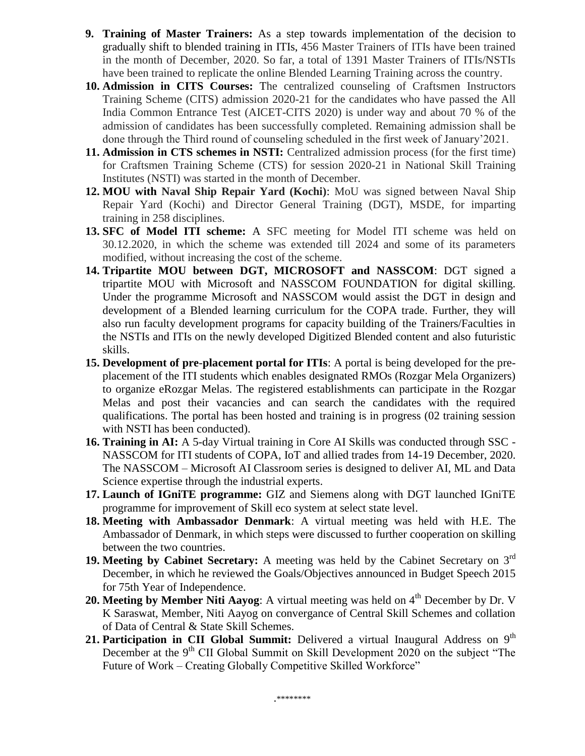9. **Training of Master Trainers:** As a step towards implementation of the decision to gradually shift to blended training in ITIs, 456 Master Trainers of ITIs have been trained in the month of December, 2020. So far, a total of 1391 Master Trainers of ITIs/NSTIs have been trained to replicate the online Blended Learning Training across the country.
10. **Admission in CITS Courses:** The centralized counseling of Craftsmen Instructors Training Scheme (CITS) admission 2020-21 for the candidates who have passed the All India Common Entrance Test (AICET-CITS 2020) is under way and about 70 % of the admission of candidates has been successfully completed. Remaining admission shall be done through the Third round of counseling scheduled in the first week of January'2021.
11. **Admission in CTS schemes in NSTI:** Centralized admission process (for the first time) for Craftsmen Training Scheme (CTS) for session 2020-21 in National Skill Training Institutes (NSTI) was started in the month of December.
12. **MOU with Naval Ship Repair Yard (Kochi)**: MoU was signed between Naval Ship Repair Yard (Kochi) and Director General Training (DGT), MSDE, for imparting training in 258 disciplines.
13. **SFC of Model ITI scheme:** A SFC meeting for Model ITI scheme was held on 30.12.2020, in which the scheme was extended till 2024 and some of its parameters modified, without increasing the cost of the scheme.
14. **Tripartite MOU between DGT, MICROSOFT and NASSCOM**: DGT signed a tripartite MOU with Microsoft and NASSCOM FOUNDATION for digital skilling. Under the programme Microsoft and NASSCOM would assist the DGT in design and development of a Blended learning curriculum for the COPA trade. Further, they will also run faculty development programs for capacity building of the Trainers/Faculties in the NSTIs and ITIs on the newly developed Digitized Blended content and also futuristic skills.
15. **Development of pre-placement portal for ITIs**: A portal is being developed for the pre-placement of the ITI students which enables designated RMOs (Rozgar Mela Organizers) to organize eRozgar Melas. The registered establishments can participate in the Rozgar Melas and post their vacancies and can search the candidates with the required qualifications. The portal has been hosted and training is in progress (02 training session with NSTI has been conducted).
16. **Training in AI:** A 5-day Virtual training in Core AI Skills was conducted through SSC - NASSCOM for ITI students of COPA, IoT and allied trades from 14-19 December, 2020. The NASSCOM – Microsoft AI Classroom series is designed to deliver AI, ML and Data Science expertise through the industrial experts.
17. **Launch of IGniTE programme:** GIZ and Siemens along with DGT launched IGniTE programme for improvement of Skill eco system at select state level.
18. **Meeting with Ambassador Denmark**: A virtual meeting was held with H.E. The Ambassador of Denmark, in which steps were discussed to further cooperation on skilling between the two countries.
19. **Meeting by Cabinet Secretary:** A meeting was held by the Cabinet Secretary on 3rd December, in which he reviewed the Goals/Objectives announced in Budget Speech 2015 for 75th Year of Independence.
20. **Meeting by Member Niti Aayog**: A virtual meeting was held on 4th December by Dr. V K Saraswat, Member, Niti Aayog on convergance of Central Skill Schemes and collation of Data of Central & State Skill Schemes.
21. **Participation in CII Global Summit:** Delivered a virtual Inaugural Address on 9th December at the 9th CII Global Summit on Skill Development 2020 on the subject "The Future of Work – Creating Globally Competitive Skilled Workforce"

.********